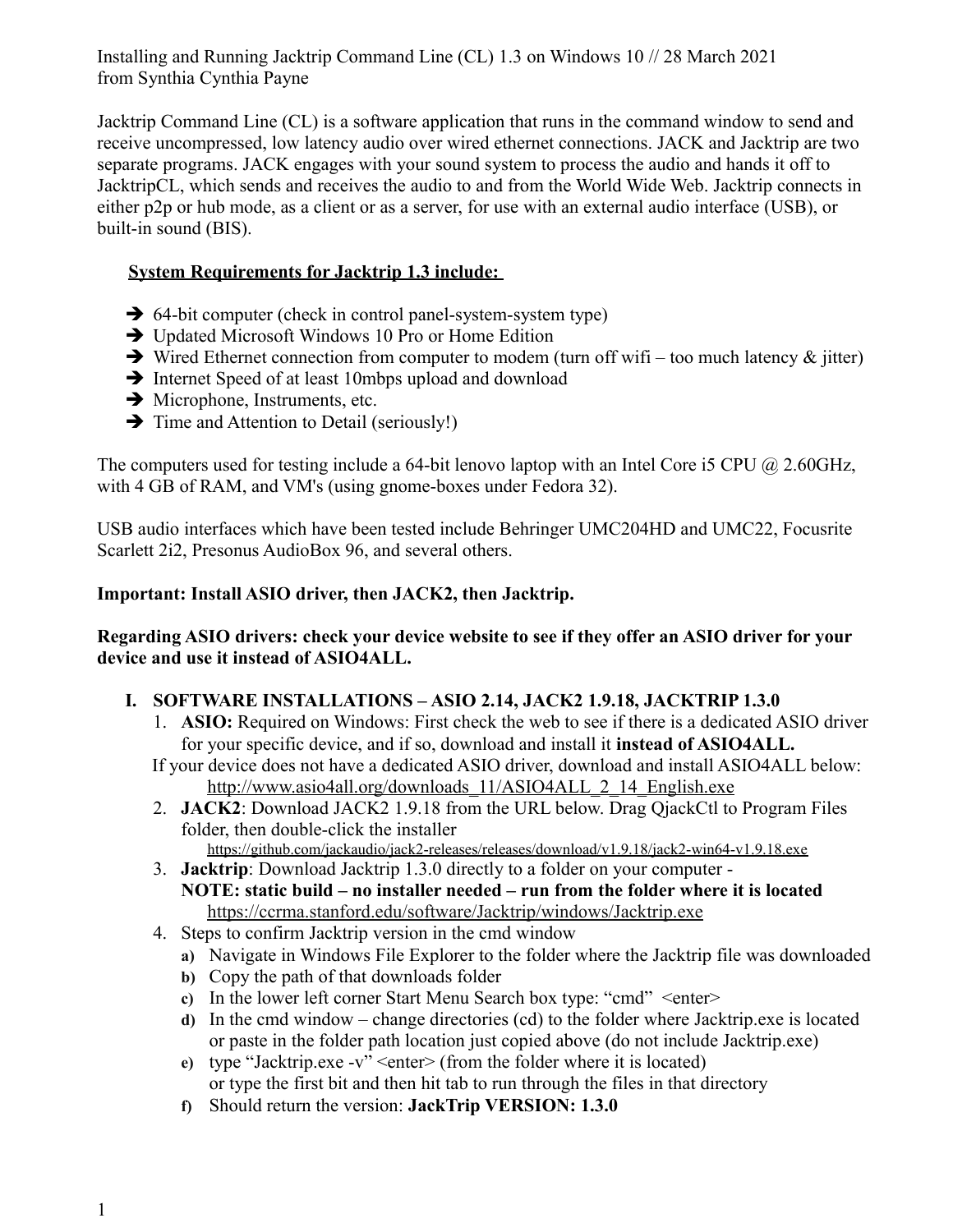Installing and Running Jacktrip Command Line (CL) 1.3 on Windows 10 // 28 March 2021
from Synthia Cynthia Payne

Jacktrip Command Line (CL) is a software application that runs in the command window to send and receive uncompressed, low latency audio over wired ethernet connections. JACK and Jacktrip are two separate programs. JACK engages with your sound system to process the audio and hands it off to JacktripCL, which sends and receives the audio to and from the World Wide Web. Jacktrip connects in either p2p or hub mode, as a client or as a server, for use with an external audio interface (USB), or built-in sound (BIS).

**System Requirements for Jacktrip 1.3 include:**

- ➔ 64-bit computer (check in control panel-system-system type)
- ➔ Updated Microsoft Windows 10 Pro or Home Edition
- ➔ Wired Ethernet connection from computer to modem (turn off wifi – too much latency & jitter)
- ➔ Internet Speed of at least 10mbps upload and download
- ➔ Microphone, Instruments, etc.
- ➔ Time and Attention to Detail (seriously!)

The computers used for testing include a 64-bit lenovo laptop with an Intel Core i5 CPU @ 2.60GHz, with 4 GB of RAM, and VM's (using gnome-boxes under Fedora 32).

USB audio interfaces which have been tested include Behringer UMC204HD and UMC22, Focusrite Scarlett 2i2, Presonus AudioBox 96, and several others.

**Important: Install ASIO driver, then JACK2, then Jacktrip.**

**Regarding ASIO drivers: check your device website to see if they offer an ASIO driver for your device and use it instead of ASIO4ALL.**

## I. SOFTWARE INSTALLATIONS – ASIO 2.14, JACK2 1.9.18, JACKTRIP 1.3.0

1. **ASIO:** Required on Windows: First check the web to see if there is a dedicated ASIO driver for your specific device, and if so, download and install it **instead of ASIO4ALL.**
   If your device does not have a dedicated ASIO driver, download and install ASIO4ALL below:
   http://www.asio4all.org/downloads_11/ASIO4ALL_2_14_English.exe
2. **JACK2**: Download JACK2 1.9.18 from the URL below. Drag QjackCtl to Program Files folder, then double-click the installer
   https://github.com/jackaudio/jack2-releases/releases/download/v1.9.18/jack2-win64-v1.9.18.exe
3. **Jacktrip**: Download Jacktrip 1.3.0 directly to a folder on your computer -
   **NOTE: static build – no installer needed – run from the folder where it is located**
   https://ccrma.stanford.edu/software/Jacktrip/windows/Jacktrip.exe
4. Steps to confirm Jacktrip version in the cmd window
   a) Navigate in Windows File Explorer to the folder where the Jacktrip file was downloaded
   b) Copy the path of that downloads folder
   c) In the lower left corner Start Menu Search box type: "cmd" <enter>
   d) In the cmd window – change directories (cd) to the folder where Jacktrip.exe is located or paste in the folder path location just copied above (do not include Jacktrip.exe)
   e) type "Jacktrip.exe -v" <enter> (from the folder where it is located) or type the first bit and then hit tab to run through the files in that directory
   f) Should return the version: **JackTrip VERSION: 1.3.0**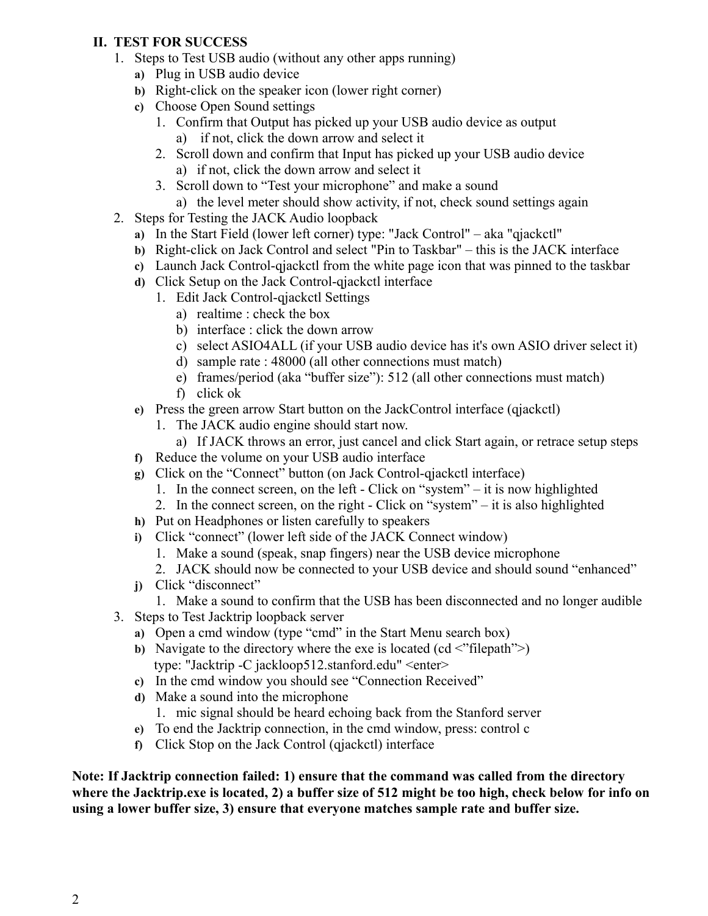## II. TEST FOR SUCCESS

1. Steps to Test USB audio (without any other apps running)
   - **a)** Plug in USB audio device
   - **b)** Right-click on the speaker icon (lower right corner)
   - **c)** Choose Open Sound settings
     1. Confirm that Output has picked up your USB audio device as output
        - a) if not, click the down arrow and select it
     2. Scroll down and confirm that Input has picked up your USB audio device
        - a) if not, click the down arrow and select it
     3. Scroll down to "Test your microphone" and make a sound
        - a) the level meter should show activity, if not, check sound settings again
2. Steps for Testing the JACK Audio loopback
   - **a)** In the Start Field (lower left corner) type: "Jack Control" – aka "qjackctl"
   - **b)** Right-click on Jack Control and select "Pin to Taskbar" – this is the JACK interface
   - **c)** Launch Jack Control-qjackctl from the white page icon that was pinned to the taskbar
   - **d)** Click Setup on the Jack Control-qjackctl interface
     1. Edit Jack Control-qjackctl Settings
        - a) realtime : check the box
        - b) interface : click the down arrow
        - c) select ASIO4ALL (if your USB audio device has it's own ASIO driver select it)
        - d) sample rate : 48000 (all other connections must match)
        - e) frames/period (aka "buffer size"): 512 (all other connections must match)
        - f) click ok
   - **e)** Press the green arrow Start button on the JackControl interface (qjackctl)
     1. The JACK audio engine should start now.
        - a) If JACK throws an error, just cancel and click Start again, or retrace setup steps
   - **f)** Reduce the volume on your USB audio interface
   - **g)** Click on the "Connect" button (on Jack Control-qjackctl interface)
     1. In the connect screen, on the left - Click on "system" – it is now highlighted
     2. In the connect screen, on the right - Click on "system" – it is also highlighted
   - **h)** Put on Headphones or listen carefully to speakers
   - **i)** Click "connect" (lower left side of the JACK Connect window)
     1. Make a sound (speak, snap fingers) near the USB device microphone
     2. JACK should now be connected to your USB device and should sound "enhanced"
   - **j)** Click "disconnect"
     1. Make a sound to confirm that the USB has been disconnected and no longer audible
3. Steps to Test Jacktrip loopback server
   - **a)** Open a cmd window (type "cmd" in the Start Menu search box)
   - **b)** Navigate to the directory where the exe is located (cd <"filepath">)
     type: "Jacktrip -C jackloop512.stanford.edu" <enter>
   - **c)** In the cmd window you should see "Connection Received"
   - **d)** Make a sound into the microphone
     1. mic signal should be heard echoing back from the Stanford server
   - **e)** To end the Jacktrip connection, in the cmd window, press: control c
   - **f)** Click Stop on the Jack Control (qjackctl) interface

**Note: If Jacktrip connection failed: 1) ensure that the command was called from the directory where the Jacktrip.exe is located, 2) a buffer size of 512 might be too high, check below for info on using a lower buffer size, 3) ensure that everyone matches sample rate and buffer size.**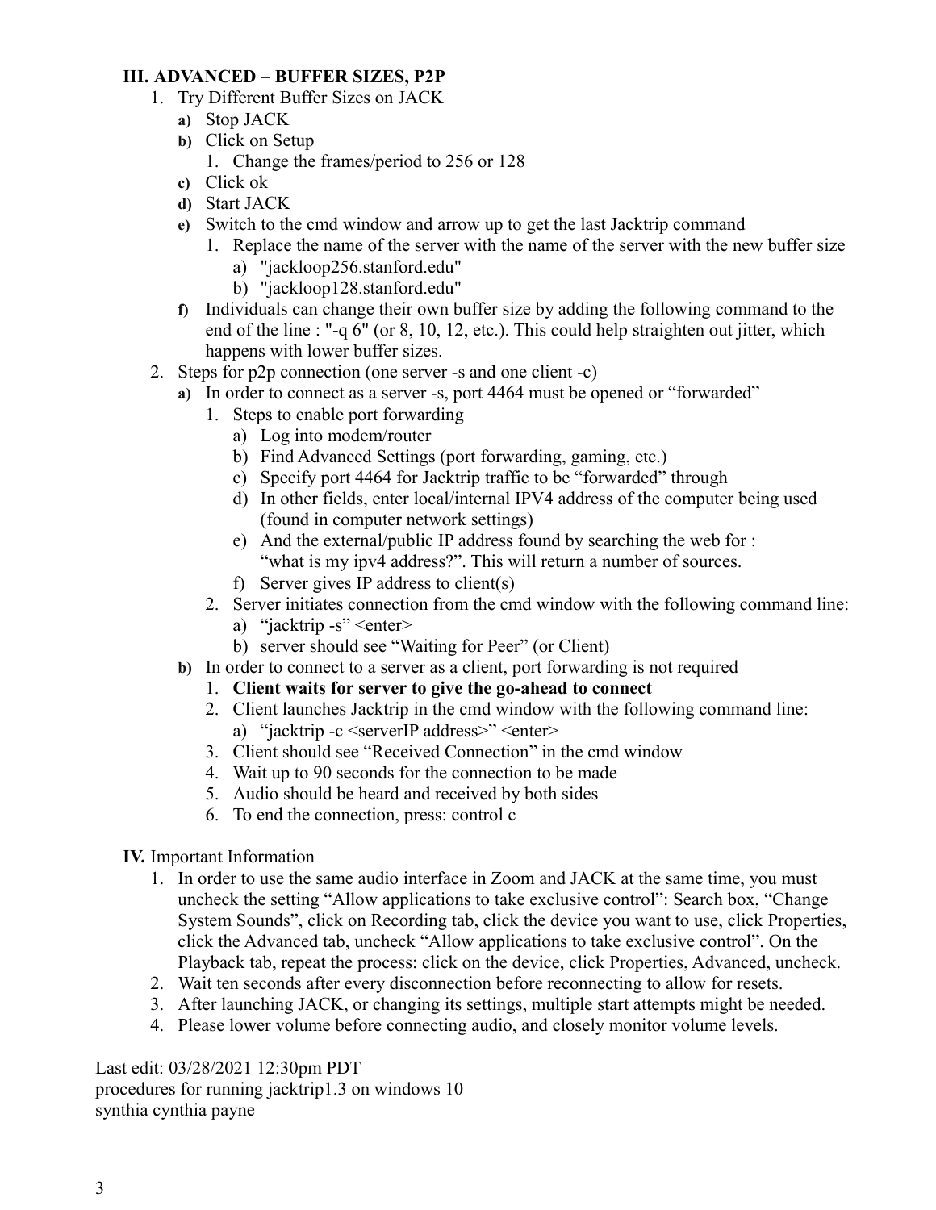### III. ADVANCED – BUFFER SIZES, P2P

1. Try Different Buffer Sizes on JACK
   - **a)** Stop JACK
   - **b)** Click on Setup
     1. Change the frames/period to 256 or 128
   - **c)** Click ok
   - **d)** Start JACK
   - **e)** Switch to the cmd window and arrow up to get the last Jacktrip command
     1. Replace the name of the server with the name of the server with the new buffer size
        - a) "jackloop256.stanford.edu"
        - b) "jackloop128.stanford.edu"
   - **f)** Individuals can change their own buffer size by adding the following command to the end of the line : "-q 6" (or 8, 10, 12, etc.). This could help straighten out jitter, which happens with lower buffer sizes.
2. Steps for p2p connection (one server -s and one client -c)
   - **a)** In order to connect as a server -s, port 4464 must be opened or "forwarded"
     1. Steps to enable port forwarding
        - a) Log into modem/router
        - b) Find Advanced Settings (port forwarding, gaming, etc.)
        - c) Specify port 4464 for Jacktrip traffic to be "forwarded" through
        - d) In other fields, enter local/internal IPV4 address of the computer being used (found in computer network settings)
        - e) And the external/public IP address found by searching the web for : "what is my ipv4 address?". This will return a number of sources.
        - f) Server gives IP address to client(s)
     2. Server initiates connection from the cmd window with the following command line:
        - a) "jacktrip -s" <enter>
        - b) server should see "Waiting for Peer" (or Client)
   - **b)** In order to connect to a server as a client, port forwarding is not required
     1. **Client waits for server to give the go-ahead to connect**
     2. Client launches Jacktrip in the cmd window with the following command line:
        - a) "jacktrip -c <serverIP address>" <enter>
     3. Client should see "Received Connection" in the cmd window
     4. Wait up to 90 seconds for the connection to be made
     5. Audio should be heard and received by both sides
     6. To end the connection, press: control c

**IV.** Important Information

1. In order to use the same audio interface in Zoom and JACK at the same time, you must uncheck the setting "Allow applications to take exclusive control": Search box, "Change System Sounds", click on Recording tab, click the device you want to use, click Properties, click the Advanced tab, uncheck "Allow applications to take exclusive control". On the Playback tab, repeat the process: click on the device, click Properties, Advanced, uncheck.
2. Wait ten seconds after every disconnection before reconnecting to allow for resets.
3. After launching JACK, or changing its settings, multiple start attempts might be needed.
4. Please lower volume before connecting audio, and closely monitor volume levels.

Last edit: 03/28/2021 12:30pm PDT
procedures for running jacktrip1.3 on windows 10
synthia cynthia payne